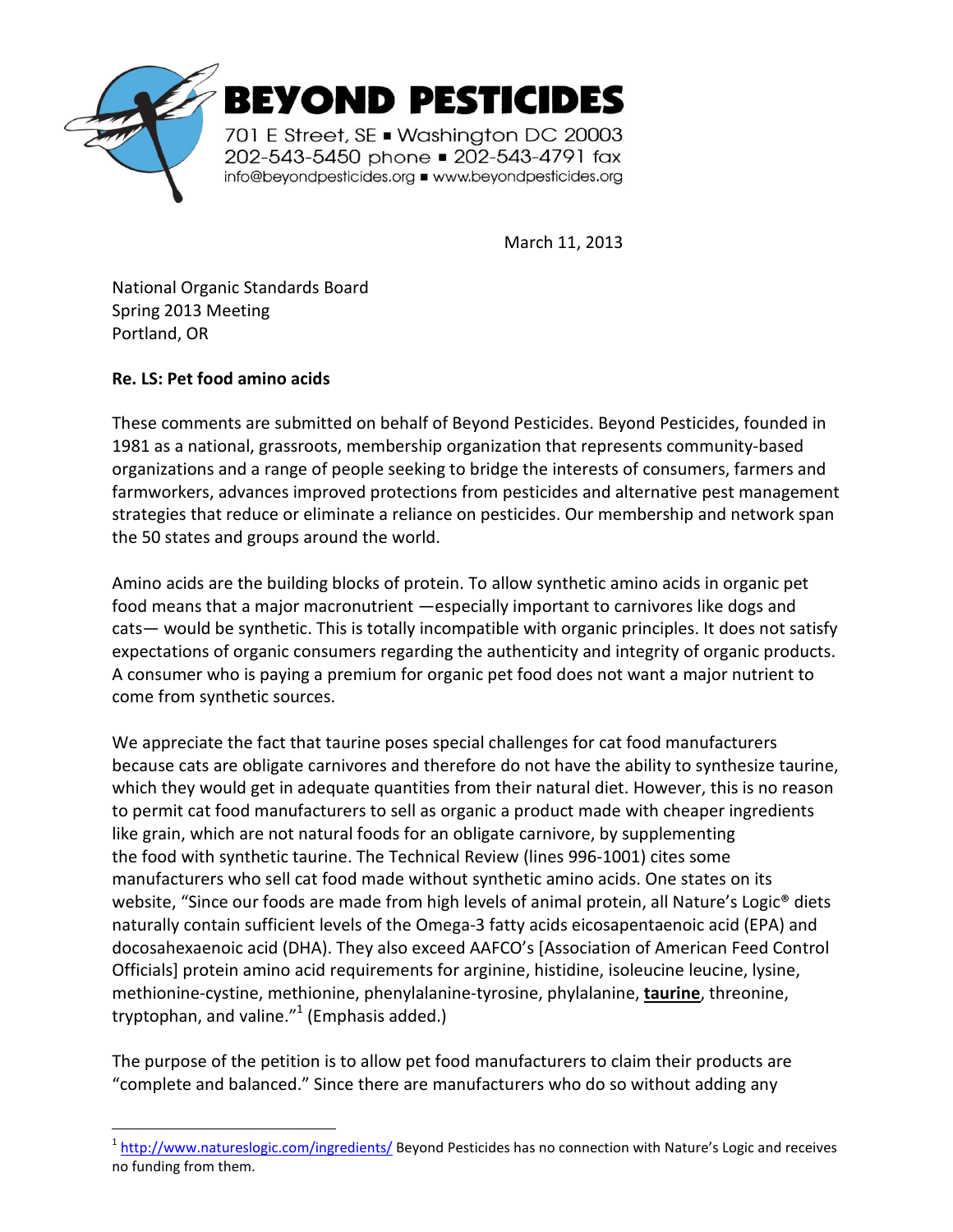**BEYOND PESTICIDES**

701 E Street, SE ▪ Washington DC 20003
202-543-5450 phone ▪ 202-543-4791 fax
info@beyondpesticides.org ▪ www.beyondpesticides.org

March 11, 2013

National Organic Standards Board
Spring 2013 Meeting
Portland, OR

**Re. LS: Pet food amino acids**

These comments are submitted on behalf of Beyond Pesticides. Beyond Pesticides, founded in 1981 as a national, grassroots, membership organization that represents community-based organizations and a range of people seeking to bridge the interests of consumers, farmers and farmworkers, advances improved protections from pesticides and alternative pest management strategies that reduce or eliminate a reliance on pesticides. Our membership and network span the 50 states and groups around the world.

Amino acids are the building blocks of protein. To allow synthetic amino acids in organic pet food means that a major macronutrient —especially important to carnivores like dogs and cats— would be synthetic. This is totally incompatible with organic principles. It does not satisfy expectations of organic consumers regarding the authenticity and integrity of organic products. A consumer who is paying a premium for organic pet food does not want a major nutrient to come from synthetic sources.

We appreciate the fact that taurine poses special challenges for cat food manufacturers because cats are obligate carnivores and therefore do not have the ability to synthesize taurine, which they would get in adequate quantities from their natural diet. However, this is no reason to permit cat food manufacturers to sell as organic a product made with cheaper ingredients like grain, which are not natural foods for an obligate carnivore, by supplementing the food with synthetic taurine. The Technical Review (lines 996-1001) cites some manufacturers who sell cat food made without synthetic amino acids. One states on its website, "Since our foods are made from high levels of animal protein, all Nature's Logic® diets naturally contain sufficient levels of the Omega-3 fatty acids eicosapentaenoic acid (EPA) and docosahexaenoic acid (DHA). They also exceed AAFCO's [Association of American Feed Control Officials] protein amino acid requirements for arginine, histidine, isoleucine leucine, lysine, methionine-cystine, methionine, phenylalanine-tyrosine, phylalanine, **taurine**, threonine, tryptophan, and valine."[1] (Emphasis added.)

The purpose of the petition is to allow pet food manufacturers to claim their products are "complete and balanced." Since there are manufacturers who do so without adding any

[1] http://www.natureslogic.com/ingredients/ Beyond Pesticides has no connection with Nature's Logic and receives no funding from them.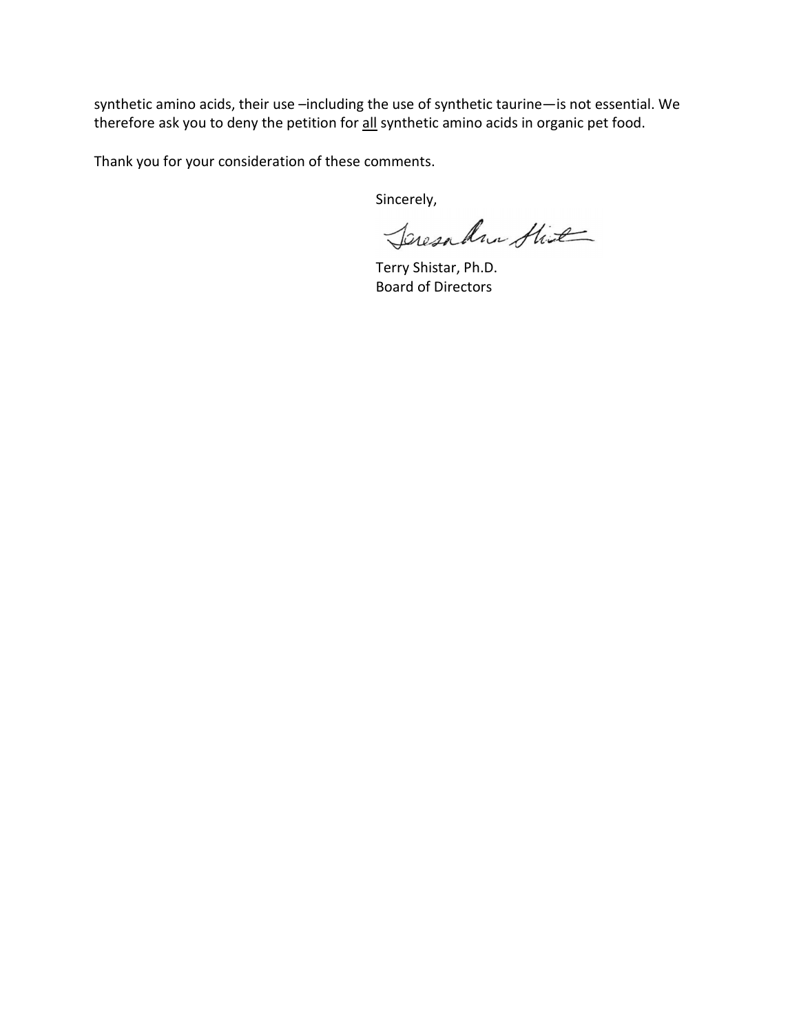synthetic amino acids, their use –including the use of synthetic taurine—is not essential. We therefore ask you to deny the petition for <u>all</u> synthetic amino acids in organic pet food.

Thank you for your consideration of these comments.

Sincerely,

Terry Shistar, Ph.D.  
Board of Directors